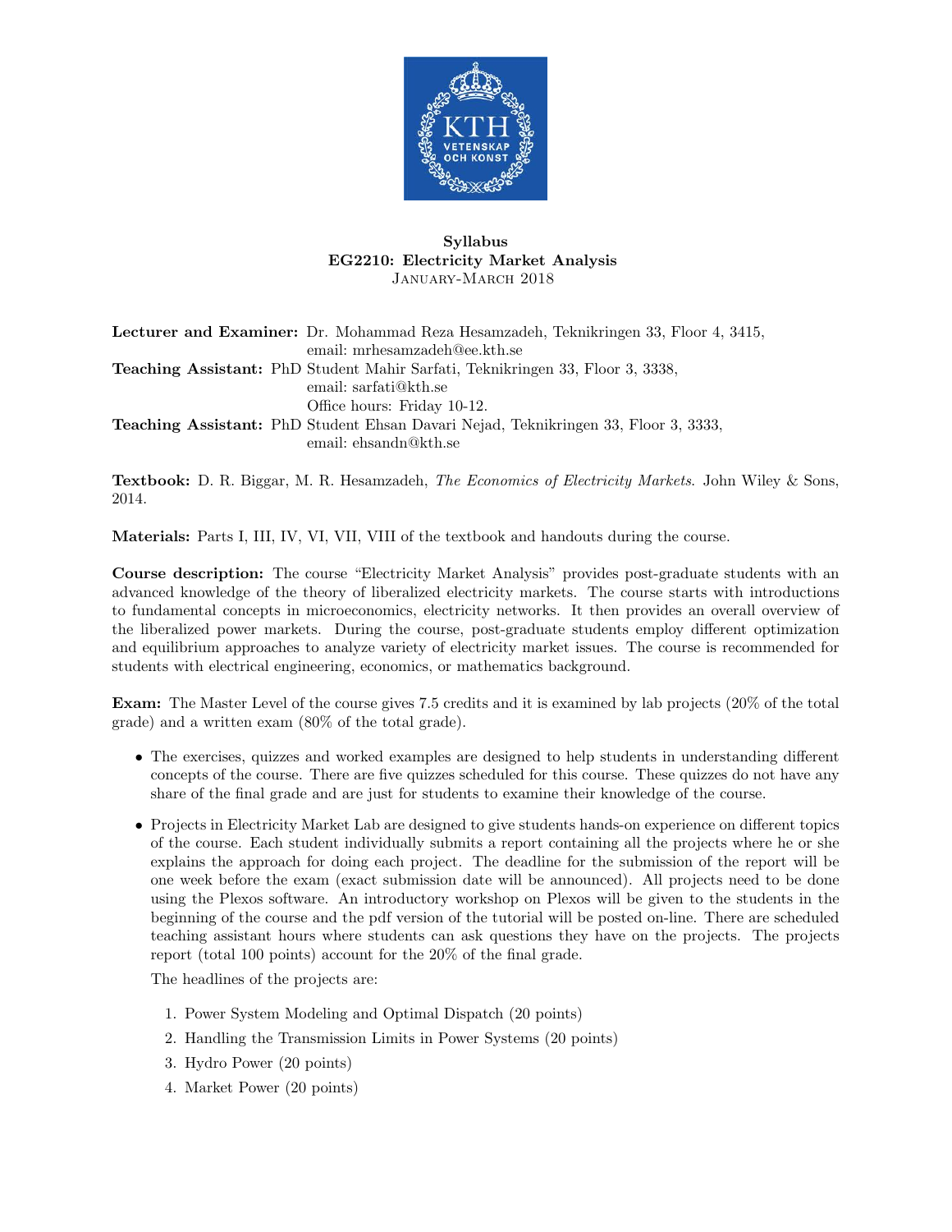**Syllabus**
**EG2210: Electricity Market Analysis**
January-March 2018

**Lecturer and Examiner:** Dr. Mohammad Reza Hesamzadeh, Teknikringen 33, Floor 4, 3415, email: mrhesamzadeh@ee.kth.se
**Teaching Assistant:** PhD Student Mahir Sarfati, Teknikringen 33, Floor 3, 3338, email: sarfati@kth.se
Office hours: Friday 10-12.
**Teaching Assistant:** PhD Student Ehsan Davari Nejad, Teknikringen 33, Floor 3, 3333, email: ehsandn@kth.se

**Textbook:** D. R. Biggar, M. R. Hesamzadeh, *The Economics of Electricity Markets*. John Wiley & Sons, 2014.

**Materials:** Parts I, III, IV, VI, VII, VIII of the textbook and handouts during the course.

**Course description:** The course "Electricity Market Analysis" provides post-graduate students with an advanced knowledge of the theory of liberalized electricity markets. The course starts with introductions to fundamental concepts in microeconomics, electricity networks. It then provides an overall overview of the liberalized power markets. During the course, post-graduate students employ different optimization and equilibrium approaches to analyze variety of electricity market issues. The course is recommended for students with electrical engineering, economics, or mathematics background.

**Exam:** The Master Level of the course gives 7.5 credits and it is examined by lab projects (20% of the total grade) and a written exam (80% of the total grade).

- The exercises, quizzes and worked examples are designed to help students in understanding different concepts of the course. There are five quizzes scheduled for this course. These quizzes do not have any share of the final grade and are just for students to examine their knowledge of the course.
- Projects in Electricity Market Lab are designed to give students hands-on experience on different topics of the course. Each student individually submits a report containing all the projects where he or she explains the approach for doing each project. The deadline for the submission of the report will be one week before the exam (exact submission date will be announced). All projects need to be done using the Plexos software. An introductory workshop on Plexos will be given to the students in the beginning of the course and the pdf version of the tutorial will be posted on-line. There are scheduled teaching assistant hours where students can ask questions they have on the projects. The projects report (total 100 points) account for the 20% of the final grade.

  The headlines of the projects are:

  1. Power System Modeling and Optimal Dispatch (20 points)
  2. Handling the Transmission Limits in Power Systems (20 points)
  3. Hydro Power (20 points)
  4. Market Power (20 points)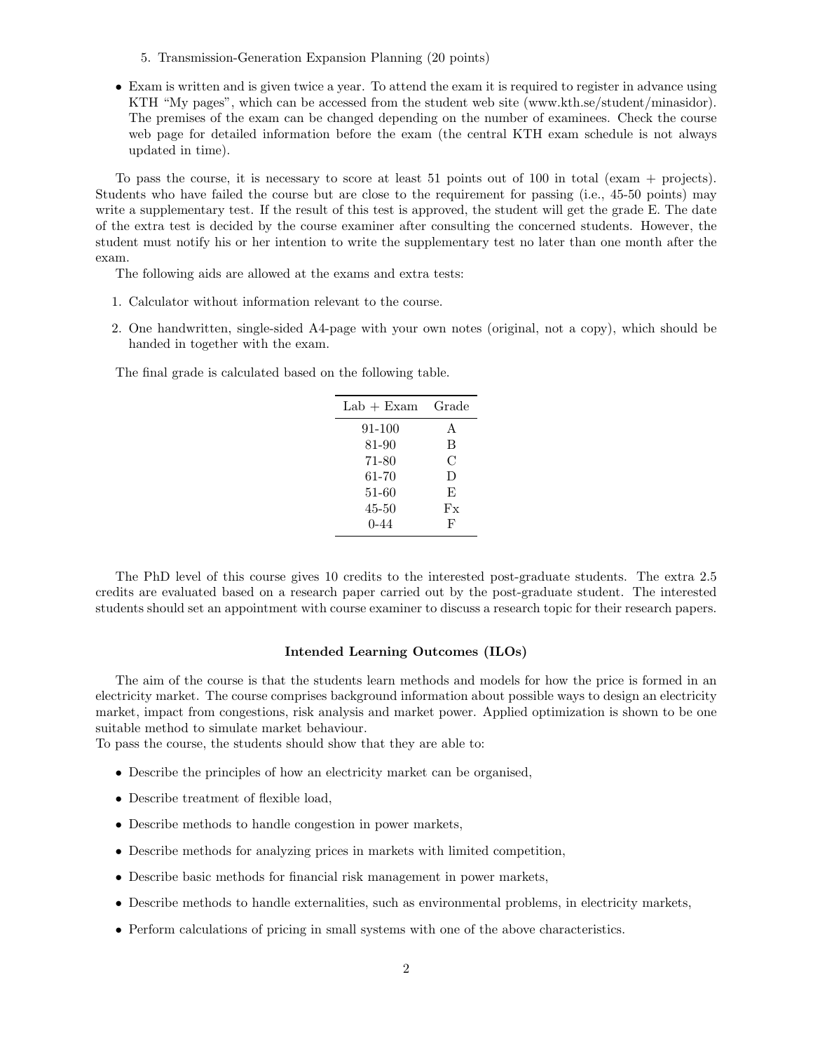5. Transmission-Generation Expansion Planning (20 points)

- Exam is written and is given twice a year. To attend the exam it is required to register in advance using KTH "My pages", which can be accessed from the student web site (www.kth.se/student/minasidor). The premises of the exam can be changed depending on the number of examinees. Check the course web page for detailed information before the exam (the central KTH exam schedule is not always updated in time).

To pass the course, it is necessary to score at least 51 points out of 100 in total (exam + projects). Students who have failed the course but are close to the requirement for passing (i.e., 45-50 points) may write a supplementary test. If the result of this test is approved, the student will get the grade E. The date of the extra test is decided by the course examiner after consulting the concerned students. However, the student must notify his or her intention to write the supplementary test no later than one month after the exam.

The following aids are allowed at the exams and extra tests:

1. Calculator without information relevant to the course.
2. One handwritten, single-sided A4-page with your own notes (original, not a copy), which should be handed in together with the exam.

The final grade is calculated based on the following table.

| Lab + Exam | Grade |
|---|---|
| 91-100 | A |
| 81-90 | B |
| 71-80 | C |
| 61-70 | D |
| 51-60 | E |
| 45-50 | Fx |
| 0-44 | F |

The PhD level of this course gives 10 credits to the interested post-graduate students. The extra 2.5 credits are evaluated based on a research paper carried out by the post-graduate student. The interested students should set an appointment with course examiner to discuss a research topic for their research papers.

## Intended Learning Outcomes (ILOs)

The aim of the course is that the students learn methods and models for how the price is formed in an electricity market. The course comprises background information about possible ways to design an electricity market, impact from congestions, risk analysis and market power. Applied optimization is shown to be one suitable method to simulate market behaviour.
To pass the course, the students should show that they are able to:

- Describe the principles of how an electricity market can be organised,
- Describe treatment of flexible load,
- Describe methods to handle congestion in power markets,
- Describe methods for analyzing prices in markets with limited competition,
- Describe basic methods for financial risk management in power markets,
- Describe methods to handle externalities, such as environmental problems, in electricity markets,
- Perform calculations of pricing in small systems with one of the above characteristics.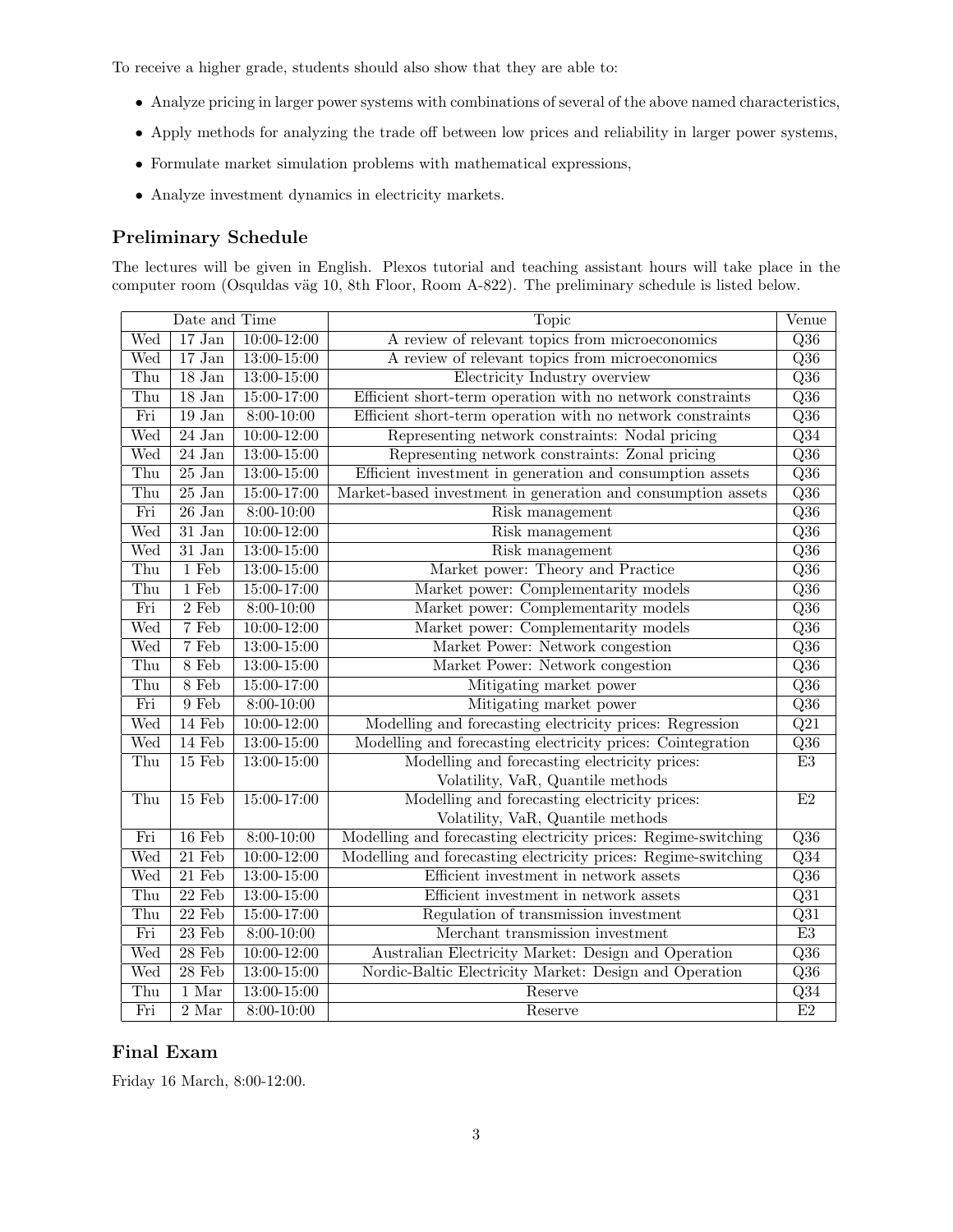To receive a higher grade, students should also show that they are able to:

- Analyze pricing in larger power systems with combinations of several of the above named characteristics,
- Apply methods for analyzing the trade off between low prices and reliability in larger power systems,
- Formulate market simulation problems with mathematical expressions,
- Analyze investment dynamics in electricity markets.

## Preliminary Schedule

The lectures will be given in English. Plexos tutorial and teaching assistant hours will take place in the computer room (Osquldas väg 10, 8th Floor, Room A-822). The preliminary schedule is listed below.

| Date and Time | | | Topic | Venue |
|---|---|---|---|---|
| Wed | 17 Jan | 10:00-12:00 | A review of relevant topics from microeconomics | Q36 |
| Wed | 17 Jan | 13:00-15:00 | A review of relevant topics from microeconomics | Q36 |
| Thu | 18 Jan | 13:00-15:00 | Electricity Industry overview | Q36 |
| Thu | 18 Jan | 15:00-17:00 | Efficient short-term operation with no network constraints | Q36 |
| Fri | 19 Jan | 8:00-10:00 | Efficient short-term operation with no network constraints | Q36 |
| Wed | 24 Jan | 10:00-12:00 | Representing network constraints: Nodal pricing | Q34 |
| Wed | 24 Jan | 13:00-15:00 | Representing network constraints: Zonal pricing | Q36 |
| Thu | 25 Jan | 13:00-15:00 | Efficient investment in generation and consumption assets | Q36 |
| Thu | 25 Jan | 15:00-17:00 | Market-based investment in generation and consumption assets | Q36 |
| Fri | 26 Jan | 8:00-10:00 | Risk management | Q36 |
| Wed | 31 Jan | 10:00-12:00 | Risk management | Q36 |
| Wed | 31 Jan | 13:00-15:00 | Risk management | Q36 |
| Thu | 1 Feb | 13:00-15:00 | Market power: Theory and Practice | Q36 |
| Thu | 1 Feb | 15:00-17:00 | Market power: Complementarity models | Q36 |
| Fri | 2 Feb | 8:00-10:00 | Market power: Complementarity models | Q36 |
| Wed | 7 Feb | 10:00-12:00 | Market power: Complementarity models | Q36 |
| Wed | 7 Feb | 13:00-15:00 | Market Power: Network congestion | Q36 |
| Thu | 8 Feb | 13:00-15:00 | Market Power: Network congestion | Q36 |
| Thu | 8 Feb | 15:00-17:00 | Mitigating market power | Q36 |
| Fri | 9 Feb | 8:00-10:00 | Mitigating market power | Q36 |
| Wed | 14 Feb | 10:00-12:00 | Modelling and forecasting electricity prices: Regression | Q21 |
| Wed | 14 Feb | 13:00-15:00 | Modelling and forecasting electricity prices: Cointegration | Q36 |
| Thu | 15 Feb | 13:00-15:00 | Modelling and forecasting electricity prices: Volatility, VaR, Quantile methods | E3 |
| Thu | 15 Feb | 15:00-17:00 | Modelling and forecasting electricity prices: Volatility, VaR, Quantile methods | E2 |
| Fri | 16 Feb | 8:00-10:00 | Modelling and forecasting electricity prices: Regime-switching | Q36 |
| Wed | 21 Feb | 10:00-12:00 | Modelling and forecasting electricity prices: Regime-switching | Q34 |
| Wed | 21 Feb | 13:00-15:00 | Efficient investment in network assets | Q36 |
| Thu | 22 Feb | 13:00-15:00 | Efficient investment in network assets | Q31 |
| Thu | 22 Feb | 15:00-17:00 | Regulation of transmission investment | Q31 |
| Fri | 23 Feb | 8:00-10:00 | Merchant transmission investment | E3 |
| Wed | 28 Feb | 10:00-12:00 | Australian Electricity Market: Design and Operation | Q36 |
| Wed | 28 Feb | 13:00-15:00 | Nordic-Baltic Electricity Market: Design and Operation | Q36 |
| Thu | 1 Mar | 13:00-15:00 | Reserve | Q34 |
| Fri | 2 Mar | 8:00-10:00 | Reserve | E2 |

## Final Exam

Friday 16 March, 8:00-12:00.